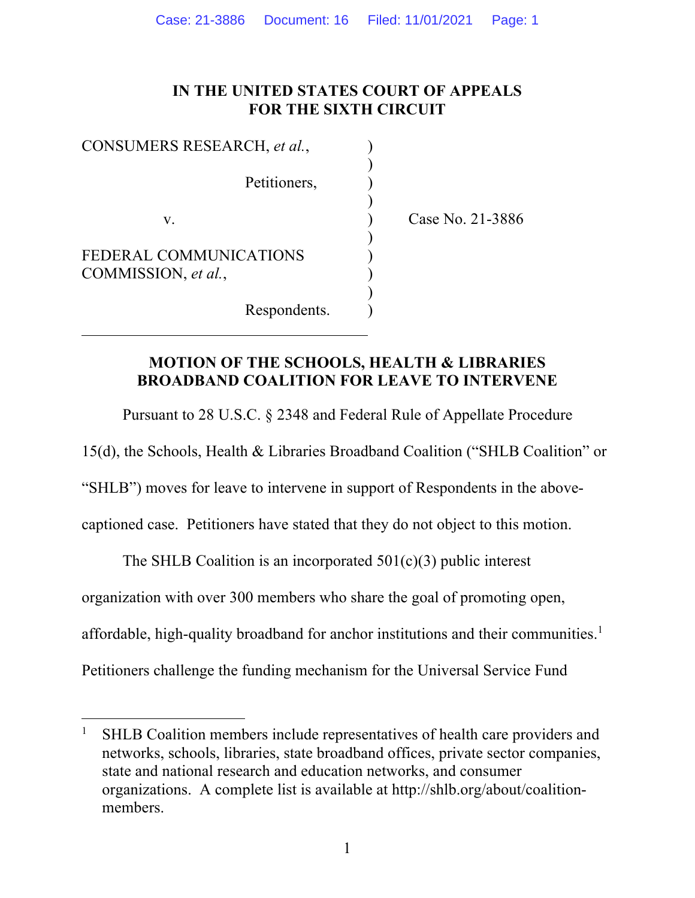**IN THE UNITED STATES COURT OF APPEALS**
**FOR THE SIXTH CIRCUIT**

| | | |
|---|---|---|
| CONSUMERS RESEARCH, *et al.*, | ) | |
| Petitioners, | ) | |
| v. | ) | Case No. 21-3886 |
| FEDERAL COMMUNICATIONS COMMISSION, *et al.*, | ) | |
| Respondents. | ) | |

**MOTION OF THE SCHOOLS, HEALTH & LIBRARIES BROADBAND COALITION FOR LEAVE TO INTERVENE**

Pursuant to 28 U.S.C. § 2348 and Federal Rule of Appellate Procedure 15(d), the Schools, Health & Libraries Broadband Coalition ("SHLB Coalition" or "SHLB") moves for leave to intervene in support of Respondents in the above-captioned case. Petitioners have stated that they do not object to this motion.

The SHLB Coalition is an incorporated 501(c)(3) public interest organization with over 300 members who share the goal of promoting open, affordable, high-quality broadband for anchor institutions and their communities.[1] Petitioners challenge the funding mechanism for the Universal Service Fund

---

[1] SHLB Coalition members include representatives of health care providers and networks, schools, libraries, state broadband offices, private sector companies, state and national research and education networks, and consumer organizations. A complete list is available at http://shlb.org/about/coalition-members.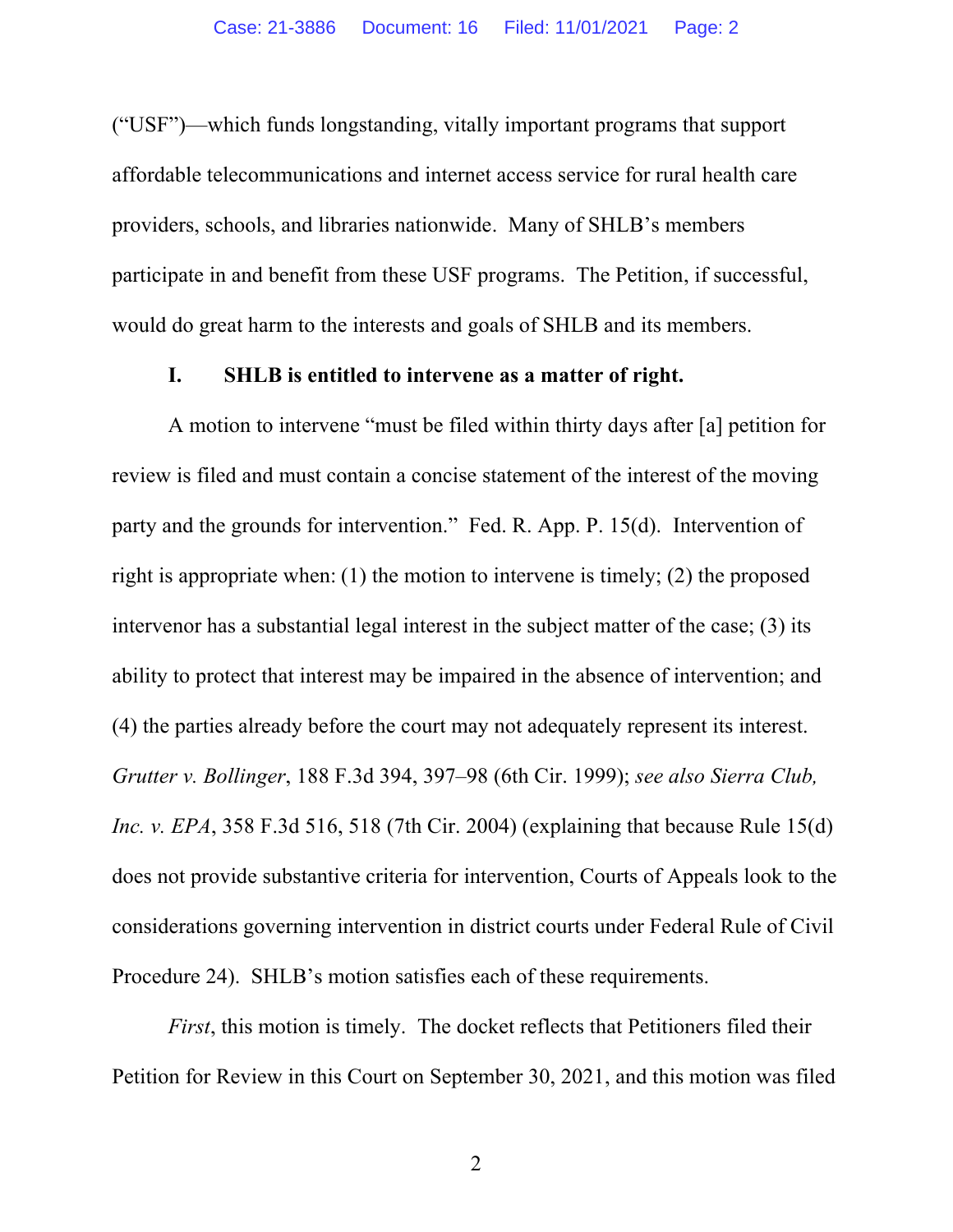("USF")—which funds longstanding, vitally important programs that support affordable telecommunications and internet access service for rural health care providers, schools, and libraries nationwide. Many of SHLB's members participate in and benefit from these USF programs. The Petition, if successful, would do great harm to the interests and goals of SHLB and its members.

## I. SHLB is entitled to intervene as a matter of right.

A motion to intervene "must be filed within thirty days after [a] petition for review is filed and must contain a concise statement of the interest of the moving party and the grounds for intervention." Fed. R. App. P. 15(d). Intervention of right is appropriate when: (1) the motion to intervene is timely; (2) the proposed intervenor has a substantial legal interest in the subject matter of the case; (3) its ability to protect that interest may be impaired in the absence of intervention; and (4) the parties already before the court may not adequately represent its interest. *Grutter v. Bollinger*, 188 F.3d 394, 397–98 (6th Cir. 1999); *see also Sierra Club, Inc. v. EPA*, 358 F.3d 516, 518 (7th Cir. 2004) (explaining that because Rule 15(d) does not provide substantive criteria for intervention, Courts of Appeals look to the considerations governing intervention in district courts under Federal Rule of Civil Procedure 24). SHLB's motion satisfies each of these requirements.

*First*, this motion is timely. The docket reflects that Petitioners filed their Petition for Review in this Court on September 30, 2021, and this motion was filed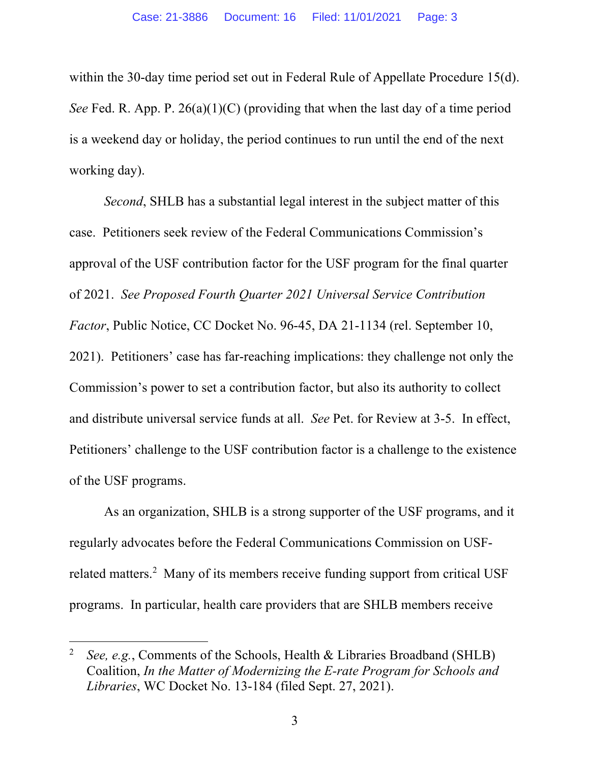within the 30-day time period set out in Federal Rule of Appellate Procedure 15(d). *See* Fed. R. App. P. 26(a)(1)(C) (providing that when the last day of a time period is a weekend day or holiday, the period continues to run until the end of the next working day).

*Second*, SHLB has a substantial legal interest in the subject matter of this case. Petitioners seek review of the Federal Communications Commission's approval of the USF contribution factor for the USF program for the final quarter of 2021. *See Proposed Fourth Quarter 2021 Universal Service Contribution Factor*, Public Notice, CC Docket No. 96-45, DA 21-1134 (rel. September 10, 2021). Petitioners' case has far-reaching implications: they challenge not only the Commission's power to set a contribution factor, but also its authority to collect and distribute universal service funds at all. *See* Pet. for Review at 3-5. In effect, Petitioners' challenge to the USF contribution factor is a challenge to the existence of the USF programs.

As an organization, SHLB is a strong supporter of the USF programs, and it regularly advocates before the Federal Communications Commission on USF-related matters.[2] Many of its members receive funding support from critical USF programs. In particular, health care providers that are SHLB members receive

[2] *See, e.g.*, Comments of the Schools, Health & Libraries Broadband (SHLB) Coalition, *In the Matter of Modernizing the E-rate Program for Schools and Libraries*, WC Docket No. 13-184 (filed Sept. 27, 2021).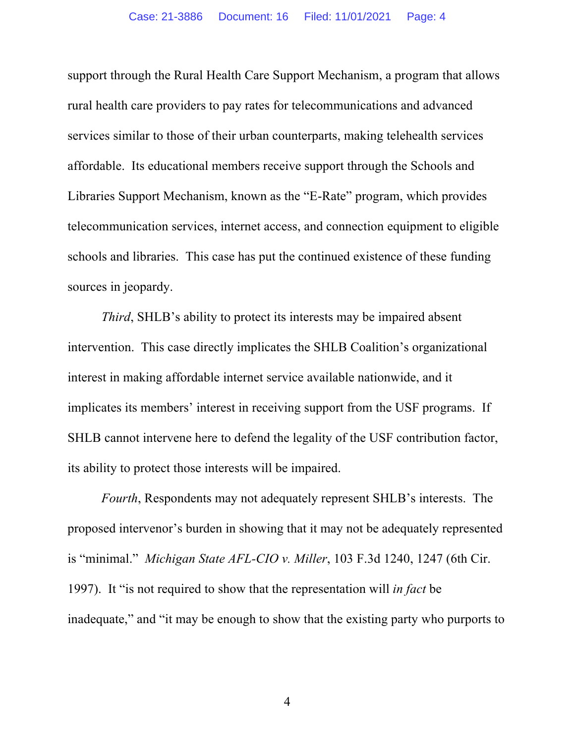support through the Rural Health Care Support Mechanism, a program that allows rural health care providers to pay rates for telecommunications and advanced services similar to those of their urban counterparts, making telehealth services affordable. Its educational members receive support through the Schools and Libraries Support Mechanism, known as the "E-Rate" program, which provides telecommunication services, internet access, and connection equipment to eligible schools and libraries. This case has put the continued existence of these funding sources in jeopardy.

*Third*, SHLB's ability to protect its interests may be impaired absent intervention. This case directly implicates the SHLB Coalition's organizational interest in making affordable internet service available nationwide, and it implicates its members' interest in receiving support from the USF programs. If SHLB cannot intervene here to defend the legality of the USF contribution factor, its ability to protect those interests will be impaired.

*Fourth*, Respondents may not adequately represent SHLB's interests. The proposed intervenor's burden in showing that it may not be adequately represented is "minimal." *Michigan State AFL-CIO v. Miller*, 103 F.3d 1240, 1247 (6th Cir. 1997). It "is not required to show that the representation will *in fact* be inadequate," and "it may be enough to show that the existing party who purports to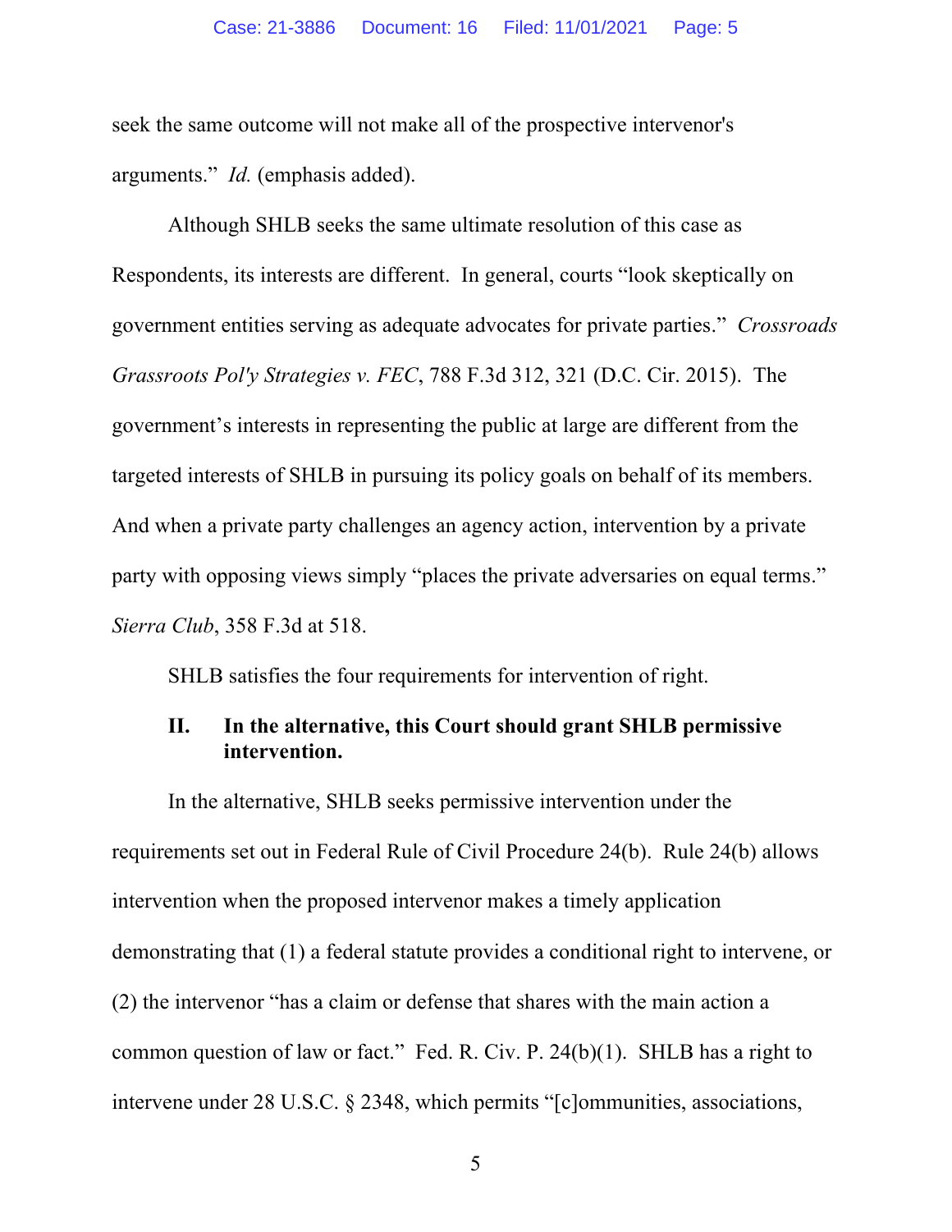seek the same outcome will not make all of the prospective intervenor's arguments." *Id.* (emphasis added).

Although SHLB seeks the same ultimate resolution of this case as Respondents, its interests are different. In general, courts "look skeptically on government entities serving as adequate advocates for private parties." *Crossroads Grassroots Pol'y Strategies v. FEC*, 788 F.3d 312, 321 (D.C. Cir. 2015). The government's interests in representing the public at large are different from the targeted interests of SHLB in pursuing its policy goals on behalf of its members. And when a private party challenges an agency action, intervention by a private party with opposing views simply "places the private adversaries on equal terms." *Sierra Club*, 358 F.3d at 518.

SHLB satisfies the four requirements for intervention of right.

## II. In the alternative, this Court should grant SHLB permissive intervention.

In the alternative, SHLB seeks permissive intervention under the requirements set out in Federal Rule of Civil Procedure 24(b). Rule 24(b) allows intervention when the proposed intervenor makes a timely application demonstrating that (1) a federal statute provides a conditional right to intervene, or (2) the intervenor "has a claim or defense that shares with the main action a common question of law or fact." Fed. R. Civ. P. 24(b)(1). SHLB has a right to intervene under 28 U.S.C. § 2348, which permits "[c]ommunities, associations,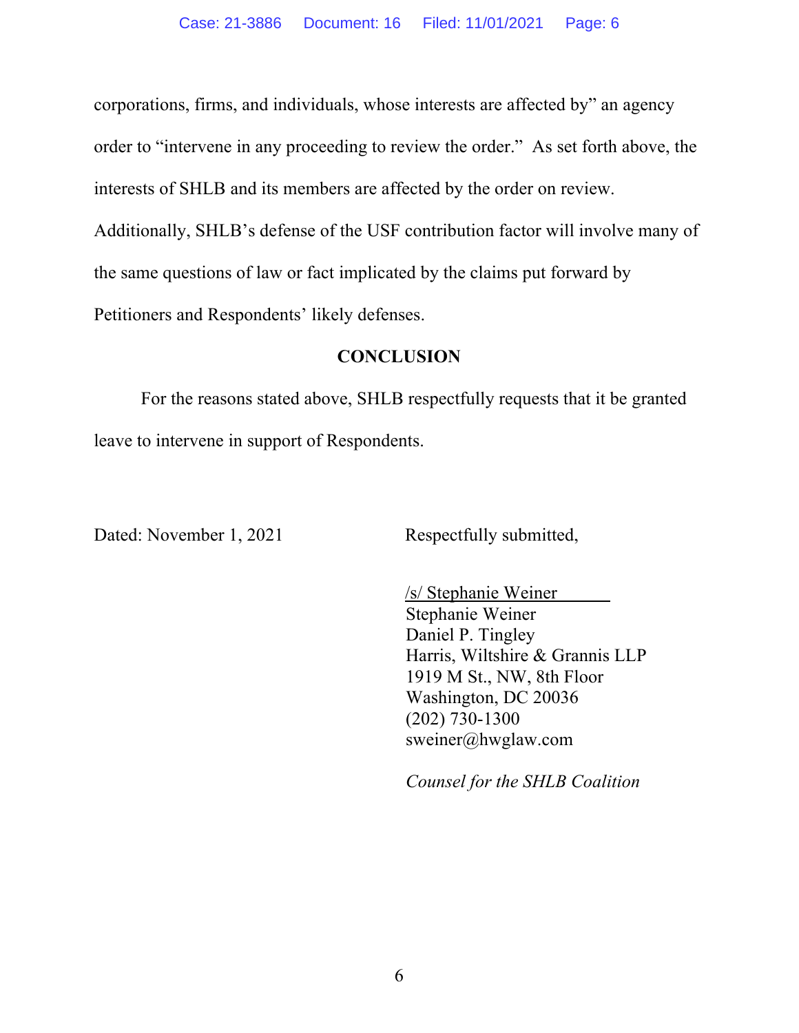corporations, firms, and individuals, whose interests are affected by" an agency order to "intervene in any proceeding to review the order." As set forth above, the interests of SHLB and its members are affected by the order on review. Additionally, SHLB's defense of the USF contribution factor will involve many of the same questions of law or fact implicated by the claims put forward by Petitioners and Respondents' likely defenses.

## CONCLUSION

For the reasons stated above, SHLB respectfully requests that it be granted leave to intervene in support of Respondents.

Dated: November 1, 2021

Respectfully submitted,

/s/ Stephanie Weiner
Stephanie Weiner
Daniel P. Tingley
Harris, Wiltshire & Grannis LLP
1919 M St., NW, 8th Floor
Washington, DC 20036
(202) 730-1300
sweiner@hwglaw.com

*Counsel for the SHLB Coalition*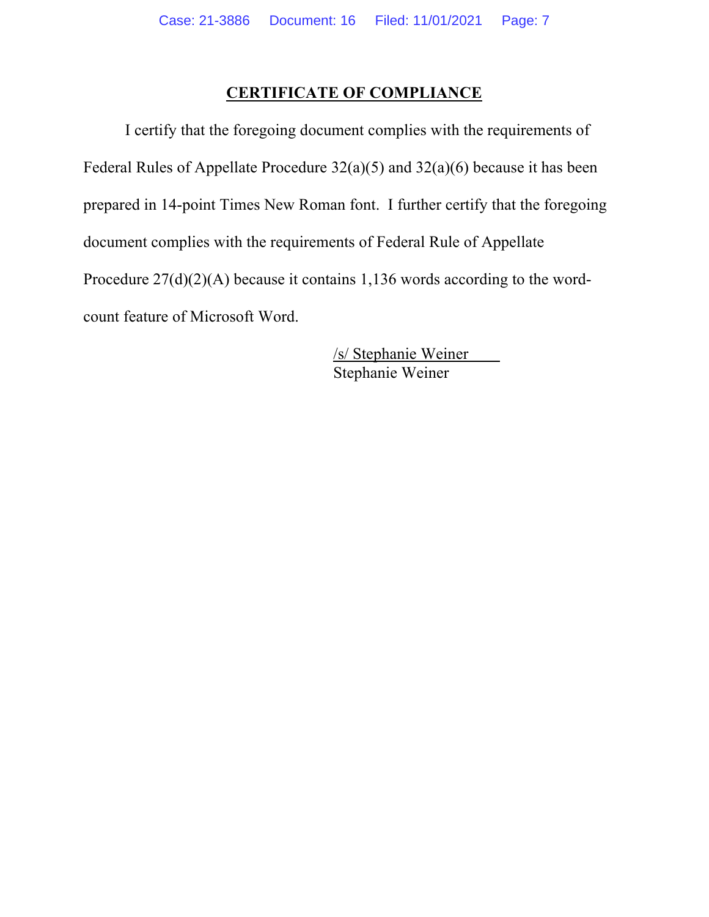## CERTIFICATE OF COMPLIANCE

I certify that the foregoing document complies with the requirements of Federal Rules of Appellate Procedure 32(a)(5) and 32(a)(6) because it has been prepared in 14-point Times New Roman font. I further certify that the foregoing document complies with the requirements of Federal Rule of Appellate Procedure 27(d)(2)(A) because it contains 1,136 words according to the word-count feature of Microsoft Word.

/s/ Stephanie Weiner
Stephanie Weiner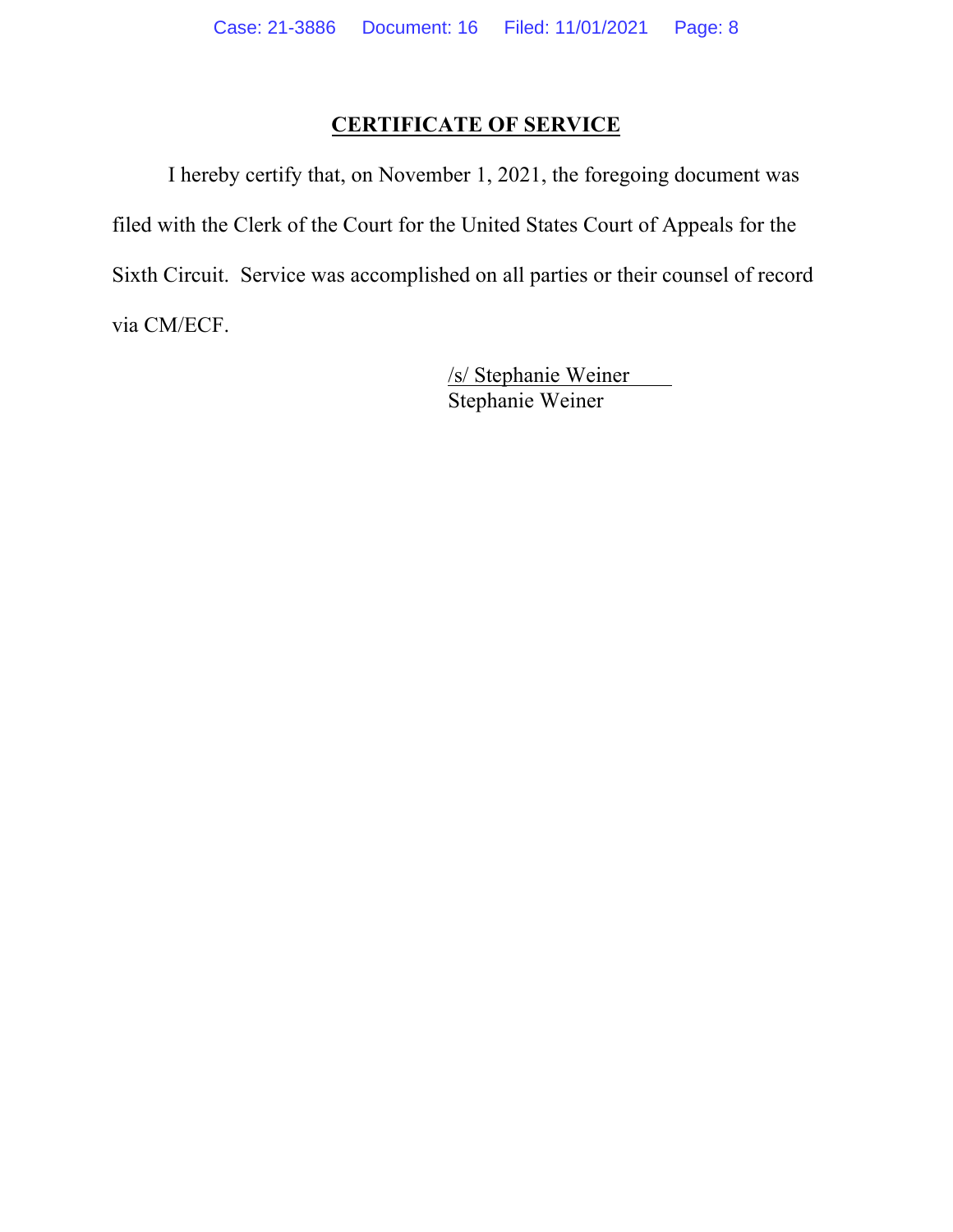## CERTIFICATE OF SERVICE

I hereby certify that, on November 1, 2021, the foregoing document was filed with the Clerk of the Court for the United States Court of Appeals for the Sixth Circuit. Service was accomplished on all parties or their counsel of record via CM/ECF.

/s/ Stephanie Weiner
Stephanie Weiner